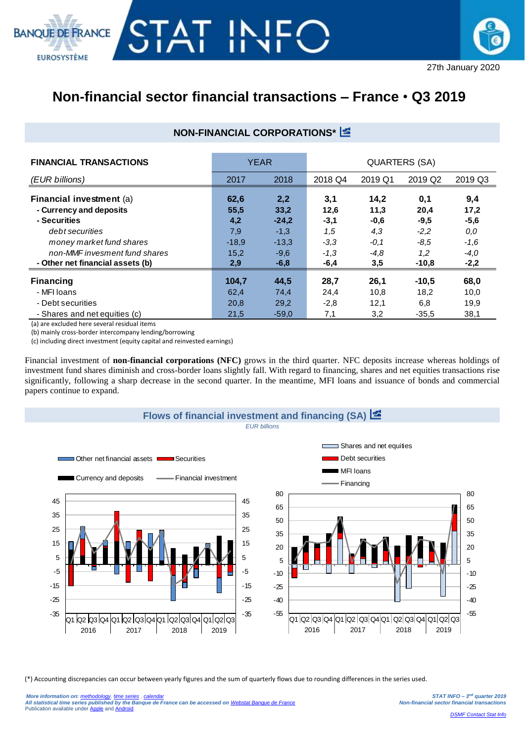27th January 2020

# Non-financial sector financial transactions – France • Q3 2019

## NON-FINANCIAL CORPORATIONS*

| FINANCIAL TRANSACTIONS | YEAR | | QUARTERS (SA) | | | |
|---|---|---|---|---|---|---|
| *(EUR billions)* | 2017 | 2018 | 2018 Q4 | 2019 Q1 | 2019 Q2 | 2019 Q3 |
| **Financial investment** (a) | **62,6** | **2,2** | **3,1** | **14,2** | **0,1** | **9,4** |
| **- Currency and deposits** | **55,5** | **33,2** | **12,6** | **11,3** | **20,4** | **17,2** |
| **- Securities** | **4,2** | **-24,2** | **-3,1** | **-0,6** | **-9,5** | **-5,6** |
| *debt securities* | 7,9 | -1,3 | *1,5* | *4,3* | *-2,2* | *0,0* |
| *money market fund shares* | -18,9 | -13,3 | *-3,3* | *-0,1* | *-8,5* | *-1,6* |
| *non-MMF invesment fund shares* | 15,2 | -9,6 | *-1,3* | *-4,8* | *1,2* | *-4,0* |
| **- Other net financial assets (b)** | **2,9** | **-6,8** | **-6,4** | **3,5** | **-10,8** | **-2,2** |
| **Financing** | **104,7** | **44,5** | **28,7** | **26,1** | **-10,5** | **68,0** |
| - MFI loans | 62,4 | 74,4 | 24,4 | 10,8 | 18,2 | 10,0 |
| - Debt securities | 20,8 | 29,2 | -2,8 | 12,1 | 6,8 | 19,9 |
| - Shares and net equities (c) | 21,5 | -59,0 | 7,1 | 3,2 | -35,5 | 38,1 |

(a) are excluded here several residual items
(b) mainly cross-border intercompany lending/borrowing
(c) including direct investment (equity capital and reinvested earnings)

Financial investment of **non-financial corporations (NFC)** grows in the third quarter. NFC deposits increase whereas holdings of investment fund shares diminish and cross-border loans slightly fall. With regard to financing, shares and net equities transactions rise significantly, following a sharp decrease in the second quarter. In the meantime, MFI loans and issuance of bonds and commercial papers continue to expand.

## Flows of financial investment and financing (SA)

*EUR billions*

(*) Accounting discrepancies can occur between yearly figures and the sum of quarterly flows due to rounding differences in the series used.

*More information on: methodology, time series, calendar*
*All statistical time series published by the Banque de France can be accessed on Webstat Banque de France*
Publication available under Apple and Android

DSMF Contact Stat Info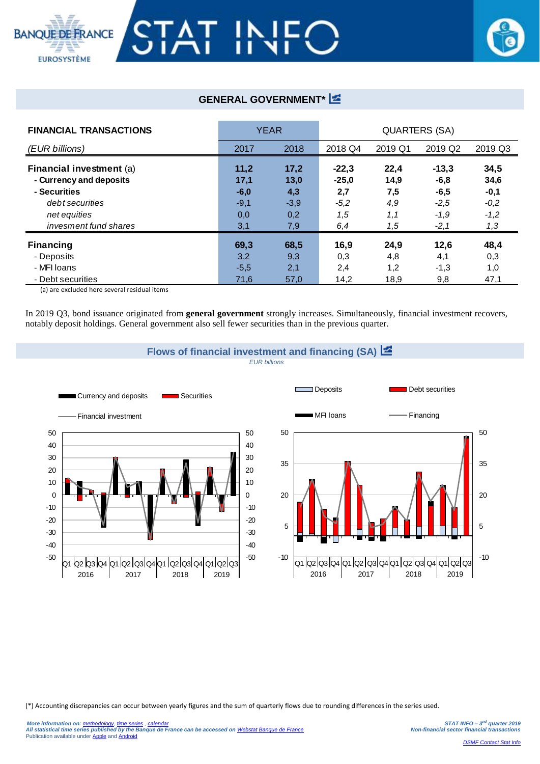## GENERAL GOVERNMENT*

| FINANCIAL TRANSACTIONS | YEAR | | QUARTERS (SA) | | | |
|---|---|---|---|---|---|---|
| *(EUR billions)* | 2017 | 2018 | 2018 Q4 | 2019 Q1 | 2019 Q2 | 2019 Q3 |
| **Financial investment** (a) | **11,2** | **17,2** | **-22,3** | **22,4** | **-13,3** | **34,5** |
| **- Currency and deposits** | **17,1** | **13,0** | **-25,0** | **14,9** | **-6,8** | **34,6** |
| **- Securities** | **-6,0** | **4,3** | **2,7** | **7,5** | **-6,5** | **-0,1** |
| *debt securities* | -9,1 | -3,9 | *-5,2* | *4,9* | *-2,5* | *-0,2* |
| *net equities* | 0,0 | 0,2 | *1,5* | *1,1* | *-1,9* | *-1,2* |
| *invesment fund shares* | 3,1 | 7,9 | *6,4* | *1,5* | *-2,1* | *1,3* |
| **Financing** | **69,3** | **68,5** | **16,9** | **24,9** | **12,6** | **48,4** |
| - Deposits | 3,2 | 9,3 | 0,3 | 4,8 | 4,1 | 0,3 |
| - MFI loans | -5,5 | 2,1 | 2,4 | 1,2 | -1,3 | 1,0 |
| - Debt securities | 71,6 | 57,0 | 14,2 | 18,9 | 9,8 | 47,1 |

(a) are excluded here several residual items

In 2019 Q3, bond issuance originated from **general government** strongly increases. Simultaneously, financial investment recovers, notably deposit holdings. General government also sell fewer securities than in the previous quarter.

## Flows of financial investment and financing (SA)

*EUR billions*

(*) Accounting discrepancies can occur between yearly figures and the sum of quarterly flows due to rounding differences in the series used.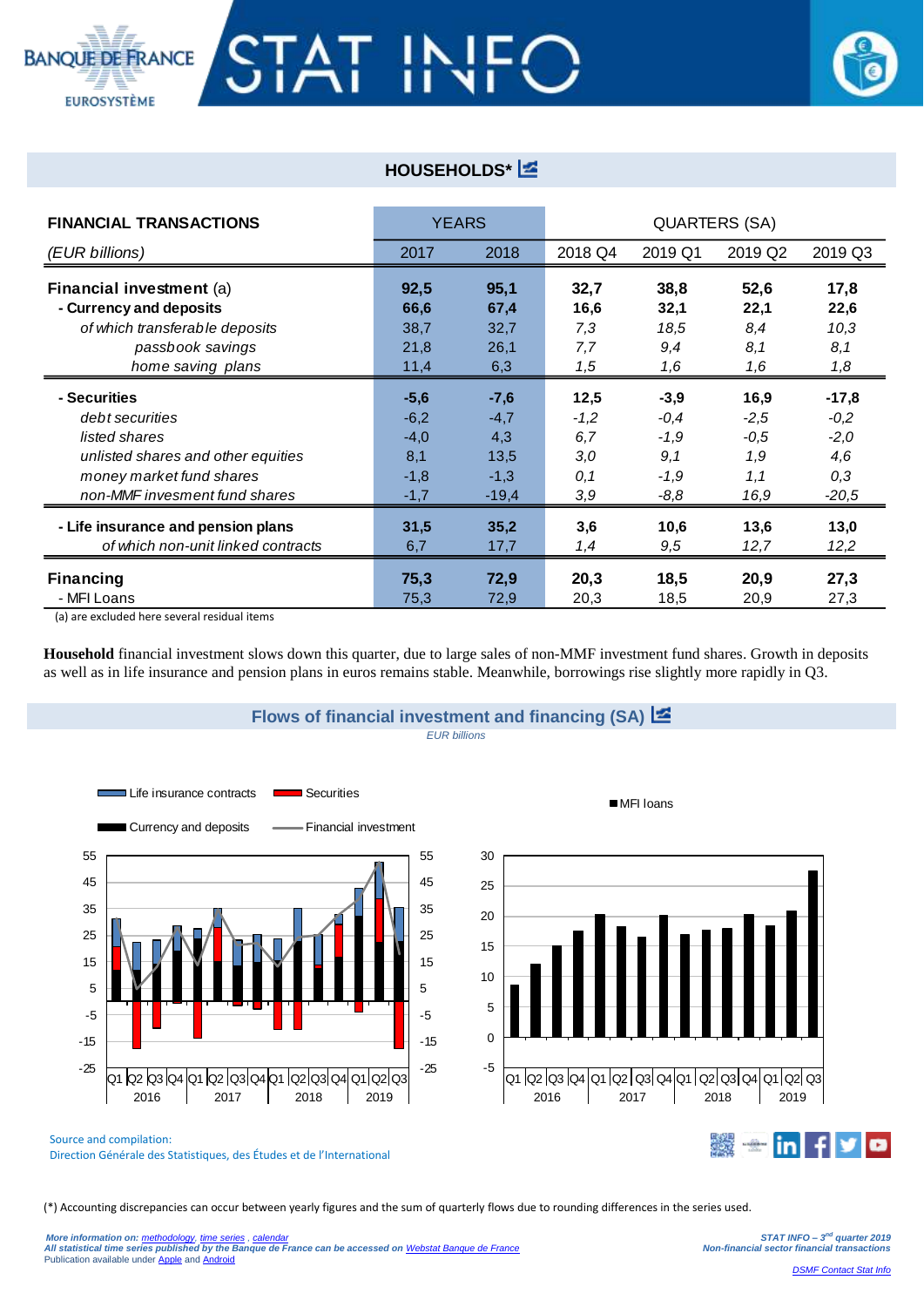## HOUSEHOLDS*

| FINANCIAL TRANSACTIONS | YEARS | | QUARTERS (SA) | | | |
|---|---|---|---|---|---|---|
| *(EUR billions)* | 2017 | 2018 | 2018 Q4 | 2019 Q1 | 2019 Q2 | 2019 Q3 |
| **Financial investment** (a) | **92,5** | **95,1** | **32,7** | **38,8** | **52,6** | **17,8** |
| **- Currency and deposits** | **66,6** | **67,4** | **16,6** | **32,1** | **22,1** | **22,6** |
| *of which transferable deposits* | 38,7 | 32,7 | *7,3* | *18,5* | *8,4* | *10,3* |
| *passbook savings* | 21,8 | 26,1 | *7,7* | *9,4* | *8,1* | *8,1* |
| *home saving plans* | 11,4 | 6,3 | *1,5* | *1,6* | *1,6* | *1,8* |
| **- Securities** | **-5,6** | **-7,6** | **12,5** | **-3,9** | **16,9** | **-17,8** |
| *debt securities* | -6,2 | -4,7 | *-1,2* | *-0,4* | *-2,5* | *-0,2* |
| *listed shares* | -4,0 | 4,3 | *6,7* | *-1,9* | *-0,5* | *-2,0* |
| *unlisted shares and other equities* | 8,1 | 13,5 | *3,0* | *9,1* | *1,9* | *4,6* |
| *money market fund shares* | -1,8 | -1,3 | *0,1* | *-1,9* | *1,1* | *0,3* |
| *non-MMF invesment fund shares* | -1,7 | -19,4 | *3,9* | *-8,8* | *16,9* | *-20,5* |
| **- Life insurance and pension plans** | **31,5** | **35,2** | **3,6** | **10,6** | **13,6** | **13,0** |
| *of which non-unit linked contracts* | 6,7 | 17,7 | *1,4* | *9,5* | *12,7* | *12,2* |
| **Financing** | **75,3** | **72,9** | **20,3** | **18,5** | **20,9** | **27,3** |
| - MFI Loans | 75,3 | 72,9 | 20,3 | 18,5 | 20,9 | 27,3 |

(a) are excluded here several residual items

**Household** financial investment slows down this quarter, due to large sales of non-MMF investment fund shares. Growth in deposits as well as in life insurance and pension plans in euros remains stable. Meanwhile, borrowings rise slightly more rapidly in Q3.

## Flows of financial investment and financing (SA)

*EUR billions*

Life insurance contracts
Securities
Currency and deposits
Financial investment

55, 45, 35, 25, 15, 5, -5, -15, -25

Q1 Q2 Q3 Q4 Q1 Q2 Q3 Q4 Q1 Q2 Q3 Q4 Q1 Q2 Q3
2016 2017 2018 2019

MFI loans

30, 25, 20, 15, 10, 5, 0, -5

Q1 Q2 Q3 Q4 Q1 Q2 Q3 Q4 Q1 Q2 Q3 Q4 Q1 Q2 Q3
2016 2017 2018 2019

Source and compilation:
Direction Générale des Statistiques, des Études et de l'International

(*) Accounting discrepancies can occur between yearly figures and the sum of quarterly flows due to rounding differences in the series used.

*More information on: methodology, time series, calendar*
*All statistical time series published by the Banque de France can be accessed on Webstat Banque de France*
Publication available under Apple and Android

*STAT INFO – 3rd quarter 2019*
*Non-financial sector financial transactions*

DSMF Contact Stat Info